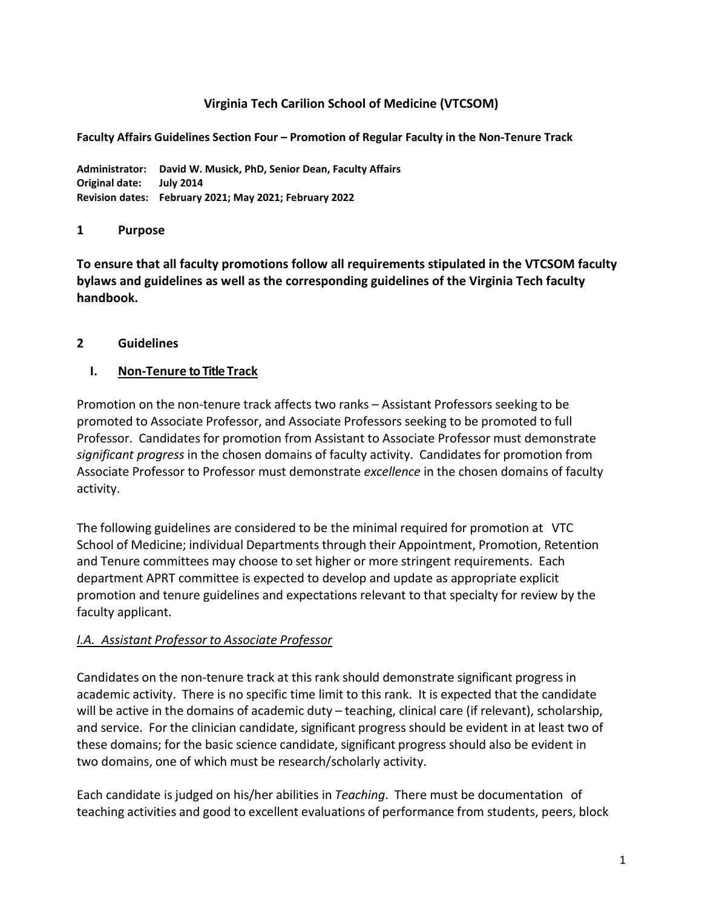# Virginia Tech Carilion School of Medicine (VTCSOM)

**Faculty Affairs Guidelines Section Four – Promotion of Regular Faculty in the Non-Tenure Track**

**Administrator: David W. Musick, PhD, Senior Dean, Faculty Affairs**
**Original date: July 2014**
**Revision dates: February 2021; May 2021; February 2022**

## 1 Purpose

**To ensure that all faculty promotions follow all requirements stipulated in the VTCSOM faculty bylaws and guidelines as well as the corresponding guidelines of the Virginia Tech faculty handbook.**

## 2 Guidelines

### I. Non-Tenure to Title Track

Promotion on the non-tenure track affects two ranks – Assistant Professors seeking to be promoted to Associate Professor, and Associate Professors seeking to be promoted to full Professor. Candidates for promotion from Assistant to Associate Professor must demonstrate *significant progress* in the chosen domains of faculty activity. Candidates for promotion from Associate Professor to Professor must demonstrate *excellence* in the chosen domains of faculty activity.

The following guidelines are considered to be the minimal required for promotion at VTC School of Medicine; individual Departments through their Appointment, Promotion, Retention and Tenure committees may choose to set higher or more stringent requirements. Each department APRT committee is expected to develop and update as appropriate explicit promotion and tenure guidelines and expectations relevant to that specialty for review by the faculty applicant.

#### *I.A. Assistant Professor to Associate Professor*

Candidates on the non-tenure track at this rank should demonstrate significant progress in academic activity. There is no specific time limit to this rank. It is expected that the candidate will be active in the domains of academic duty – teaching, clinical care (if relevant), scholarship, and service. For the clinician candidate, significant progress should be evident in at least two of these domains; for the basic science candidate, significant progress should also be evident in two domains, one of which must be research/scholarly activity.

Each candidate is judged on his/her abilities in *Teaching*. There must be documentation of teaching activities and good to excellent evaluations of performance from students, peers, block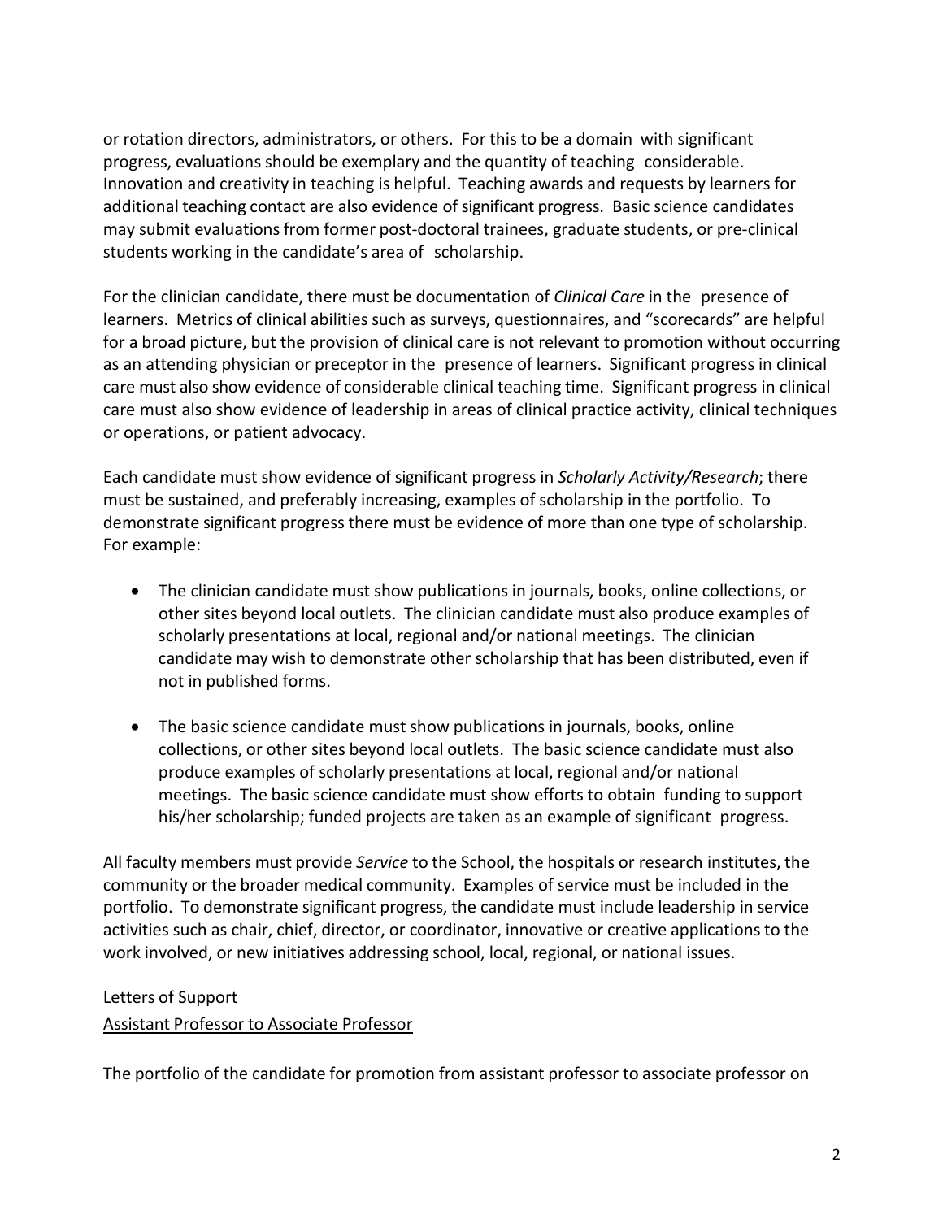or rotation directors, administrators, or others. For this to be a domain with significant progress, evaluations should be exemplary and the quantity of teaching considerable. Innovation and creativity in teaching is helpful. Teaching awards and requests by learners for additional teaching contact are also evidence of significant progress. Basic science candidates may submit evaluations from former post-doctoral trainees, graduate students, or pre-clinical students working in the candidate's area of scholarship.

For the clinician candidate, there must be documentation of *Clinical Care* in the presence of learners. Metrics of clinical abilities such as surveys, questionnaires, and "scorecards" are helpful for a broad picture, but the provision of clinical care is not relevant to promotion without occurring as an attending physician or preceptor in the presence of learners. Significant progress in clinical care must also show evidence of considerable clinical teaching time. Significant progress in clinical care must also show evidence of leadership in areas of clinical practice activity, clinical techniques or operations, or patient advocacy.

Each candidate must show evidence of significant progress in *Scholarly Activity/Research*; there must be sustained, and preferably increasing, examples of scholarship in the portfolio. To demonstrate significant progress there must be evidence of more than one type of scholarship. For example:

- The clinician candidate must show publications in journals, books, online collections, or other sites beyond local outlets. The clinician candidate must also produce examples of scholarly presentations at local, regional and/or national meetings. The clinician candidate may wish to demonstrate other scholarship that has been distributed, even if not in published forms.

- The basic science candidate must show publications in journals, books, online collections, or other sites beyond local outlets. The basic science candidate must also produce examples of scholarly presentations at local, regional and/or national meetings. The basic science candidate must show efforts to obtain funding to support his/her scholarship; funded projects are taken as an example of significant progress.

All faculty members must provide *Service* to the School, the hospitals or research institutes, the community or the broader medical community. Examples of service must be included in the portfolio. To demonstrate significant progress, the candidate must include leadership in service activities such as chair, chief, director, or coordinator, innovative or creative applications to the work involved, or new initiatives addressing school, local, regional, or national issues.

Letters of Support

<u>Assistant Professor to Associate Professor</u>

The portfolio of the candidate for promotion from assistant professor to associate professor on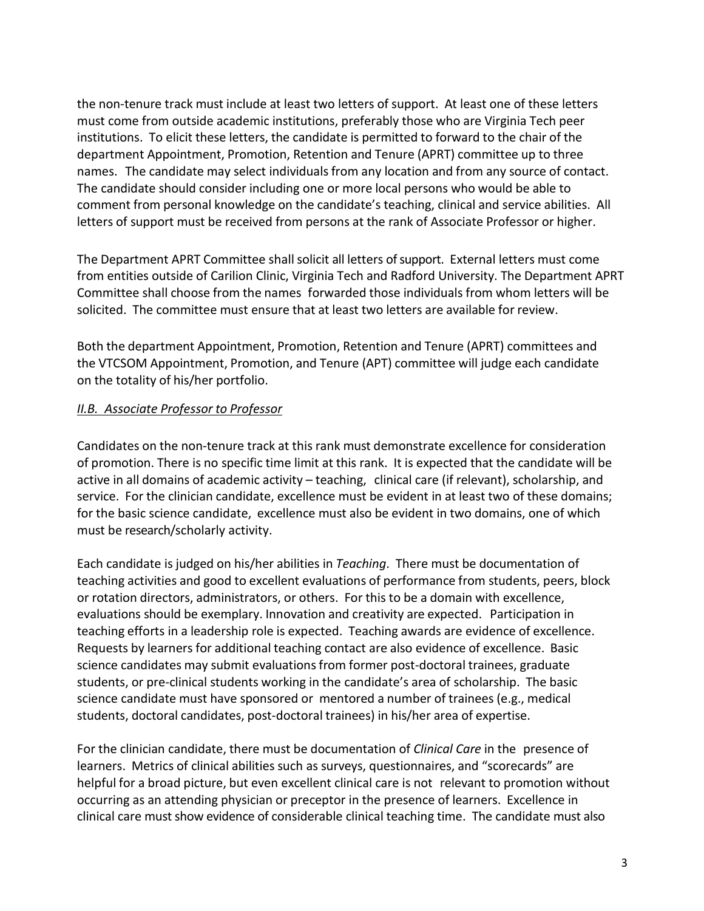the non-tenure track must include at least two letters of support. At least one of these letters must come from outside academic institutions, preferably those who are Virginia Tech peer institutions. To elicit these letters, the candidate is permitted to forward to the chair of the department Appointment, Promotion, Retention and Tenure (APRT) committee up to three names. The candidate may select individuals from any location and from any source of contact. The candidate should consider including one or more local persons who would be able to comment from personal knowledge on the candidate's teaching, clinical and service abilities. All letters of support must be received from persons at the rank of Associate Professor or higher.

The Department APRT Committee shall solicit all letters of support. External letters must come from entities outside of Carilion Clinic, Virginia Tech and Radford University. The Department APRT Committee shall choose from the names forwarded those individuals from whom letters will be solicited. The committee must ensure that at least two letters are available for review.

Both the department Appointment, Promotion, Retention and Tenure (APRT) committees and the VTCSOM Appointment, Promotion, and Tenure (APT) committee will judge each candidate on the totality of his/her portfolio.

### *II.B. Associate Professor to Professor*

Candidates on the non-tenure track at this rank must demonstrate excellence for consideration of promotion. There is no specific time limit at this rank. It is expected that the candidate will be active in all domains of academic activity – teaching, clinical care (if relevant), scholarship, and service. For the clinician candidate, excellence must be evident in at least two of these domains; for the basic science candidate, excellence must also be evident in two domains, one of which must be research/scholarly activity.

Each candidate is judged on his/her abilities in *Teaching*. There must be documentation of teaching activities and good to excellent evaluations of performance from students, peers, block or rotation directors, administrators, or others. For this to be a domain with excellence, evaluations should be exemplary. Innovation and creativity are expected. Participation in teaching efforts in a leadership role is expected. Teaching awards are evidence of excellence. Requests by learners for additional teaching contact are also evidence of excellence. Basic science candidates may submit evaluations from former post-doctoral trainees, graduate students, or pre-clinical students working in the candidate's area of scholarship. The basic science candidate must have sponsored or mentored a number of trainees (e.g., medical students, doctoral candidates, post-doctoral trainees) in his/her area of expertise.

For the clinician candidate, there must be documentation of *Clinical Care* in the presence of learners. Metrics of clinical abilities such as surveys, questionnaires, and "scorecards" are helpful for a broad picture, but even excellent clinical care is not relevant to promotion without occurring as an attending physician or preceptor in the presence of learners. Excellence in clinical care must show evidence of considerable clinical teaching time. The candidate must also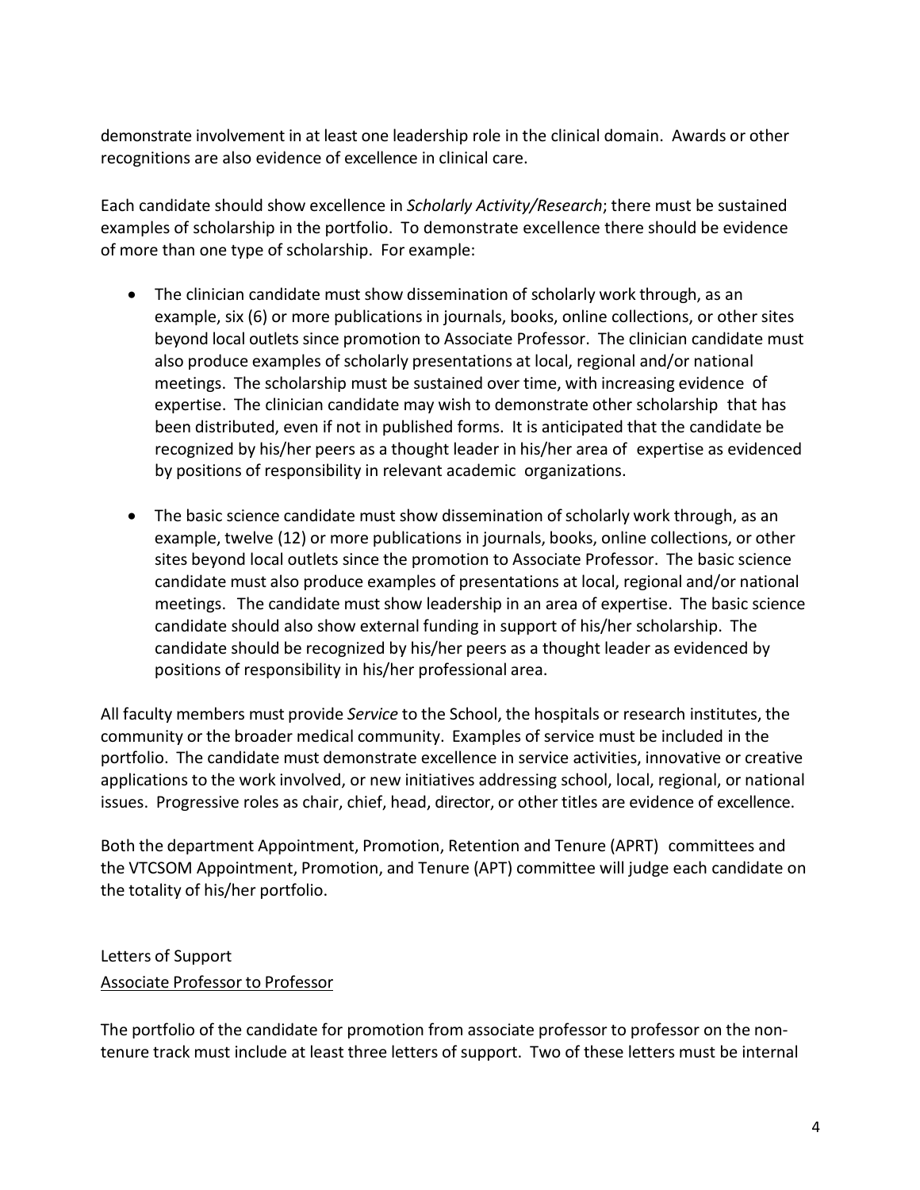demonstrate involvement in at least one leadership role in the clinical domain. Awards or other recognitions are also evidence of excellence in clinical care.

Each candidate should show excellence in *Scholarly Activity/Research*; there must be sustained examples of scholarship in the portfolio. To demonstrate excellence there should be evidence of more than one type of scholarship. For example:

- The clinician candidate must show dissemination of scholarly work through, as an example, six (6) or more publications in journals, books, online collections, or other sites beyond local outlets since promotion to Associate Professor. The clinician candidate must also produce examples of scholarly presentations at local, regional and/or national meetings. The scholarship must be sustained over time, with increasing evidence of expertise. The clinician candidate may wish to demonstrate other scholarship that has been distributed, even if not in published forms. It is anticipated that the candidate be recognized by his/her peers as a thought leader in his/her area of expertise as evidenced by positions of responsibility in relevant academic organizations.

- The basic science candidate must show dissemination of scholarly work through, as an example, twelve (12) or more publications in journals, books, online collections, or other sites beyond local outlets since the promotion to Associate Professor. The basic science candidate must also produce examples of presentations at local, regional and/or national meetings. The candidate must show leadership in an area of expertise. The basic science candidate should also show external funding in support of his/her scholarship. The candidate should be recognized by his/her peers as a thought leader as evidenced by positions of responsibility in his/her professional area.

All faculty members must provide *Service* to the School, the hospitals or research institutes, the community or the broader medical community. Examples of service must be included in the portfolio. The candidate must demonstrate excellence in service activities, innovative or creative applications to the work involved, or new initiatives addressing school, local, regional, or national issues. Progressive roles as chair, chief, head, director, or other titles are evidence of excellence.

Both the department Appointment, Promotion, Retention and Tenure (APRT) committees and the VTCSOM Appointment, Promotion, and Tenure (APT) committee will judge each candidate on the totality of his/her portfolio.

Letters of Support

Associate Professor to Professor

The portfolio of the candidate for promotion from associate professor to professor on the non-tenure track must include at least three letters of support. Two of these letters must be internal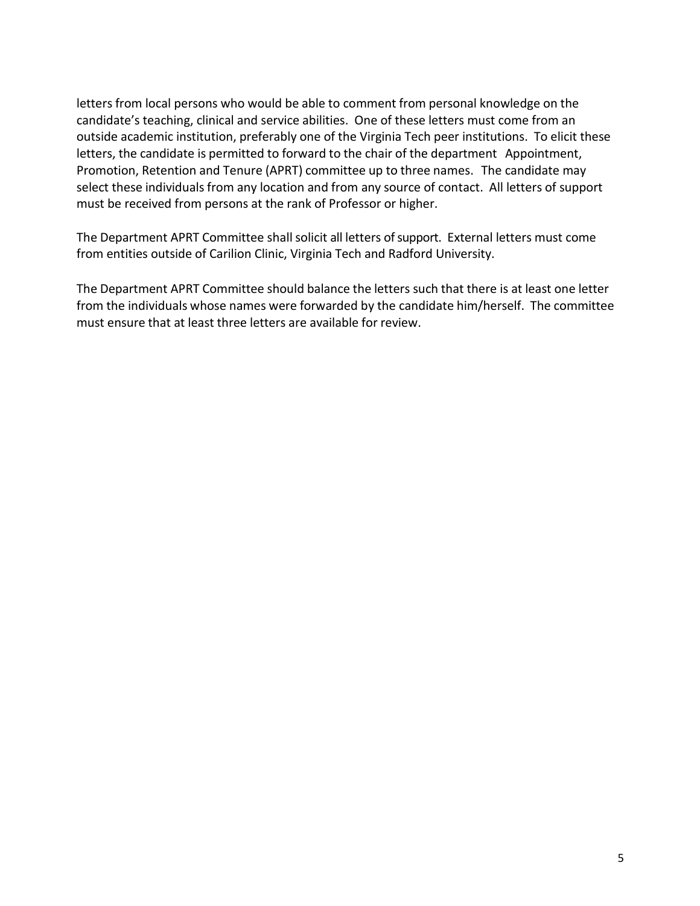letters from local persons who would be able to comment from personal knowledge on the candidate's teaching, clinical and service abilities. One of these letters must come from an outside academic institution, preferably one of the Virginia Tech peer institutions. To elicit these letters, the candidate is permitted to forward to the chair of the department Appointment, Promotion, Retention and Tenure (APRT) committee up to three names. The candidate may select these individuals from any location and from any source of contact. All letters of support must be received from persons at the rank of Professor or higher.

The Department APRT Committee shall solicit all letters of support. External letters must come from entities outside of Carilion Clinic, Virginia Tech and Radford University.

The Department APRT Committee should balance the letters such that there is at least one letter from the individuals whose names were forwarded by the candidate him/herself. The committee must ensure that at least three letters are available for review.